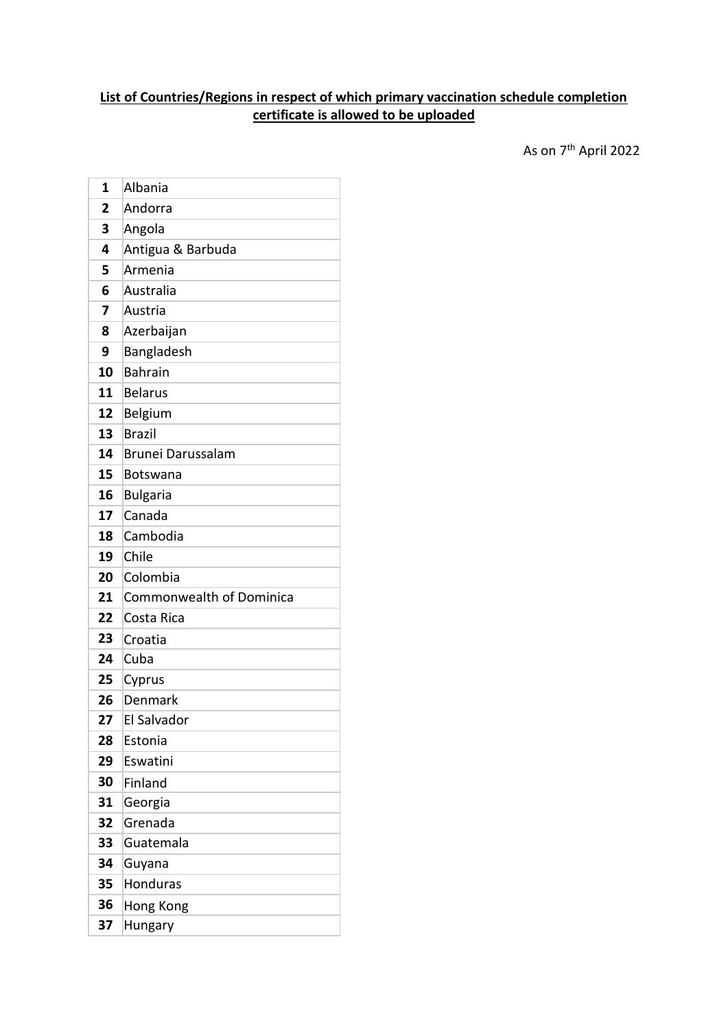**List of Countries/Regions in respect of which primary vaccination schedule completion certificate is allowed to be uploaded**

As on 7th April 2022

| | |
|---|---|
| 1 | Albania |
| 2 | Andorra |
| 3 | Angola |
| 4 | Antigua & Barbuda |
| 5 | Armenia |
| 6 | Australia |
| 7 | Austria |
| 8 | Azerbaijan |
| 9 | Bangladesh |
| 10 | Bahrain |
| 11 | Belarus |
| 12 | Belgium |
| 13 | Brazil |
| 14 | Brunei Darussalam |
| 15 | Botswana |
| 16 | Bulgaria |
| 17 | Canada |
| 18 | Cambodia |
| 19 | Chile |
| 20 | Colombia |
| 21 | Commonwealth of Dominica |
| 22 | Costa Rica |
| 23 | Croatia |
| 24 | Cuba |
| 25 | Cyprus |
| 26 | Denmark |
| 27 | El Salvador |
| 28 | Estonia |
| 29 | Eswatini |
| 30 | Finland |
| 31 | Georgia |
| 32 | Grenada |
| 33 | Guatemala |
| 34 | Guyana |
| 35 | Honduras |
| 36 | Hong Kong |
| 37 | Hungary |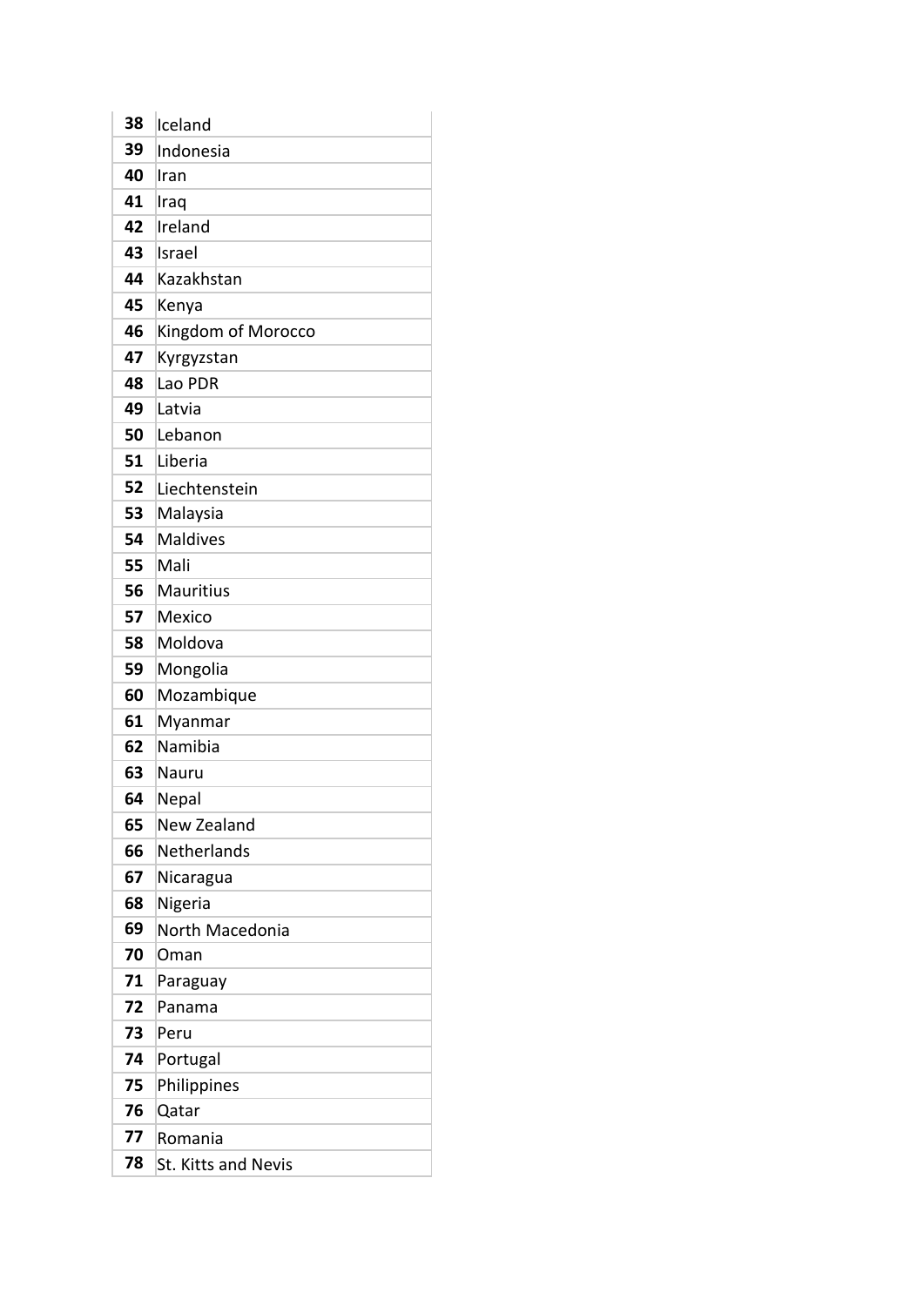| 38 | Iceland |
|---|---|
| 39 | Indonesia |
| 40 | Iran |
| 41 | Iraq |
| 42 | Ireland |
| 43 | Israel |
| 44 | Kazakhstan |
| 45 | Kenya |
| 46 | Kingdom of Morocco |
| 47 | Kyrgyzstan |
| 48 | Lao PDR |
| 49 | Latvia |
| 50 | Lebanon |
| 51 | Liberia |
| 52 | Liechtenstein |
| 53 | Malaysia |
| 54 | Maldives |
| 55 | Mali |
| 56 | Mauritius |
| 57 | Mexico |
| 58 | Moldova |
| 59 | Mongolia |
| 60 | Mozambique |
| 61 | Myanmar |
| 62 | Namibia |
| 63 | Nauru |
| 64 | Nepal |
| 65 | New Zealand |
| 66 | Netherlands |
| 67 | Nicaragua |
| 68 | Nigeria |
| 69 | North Macedonia |
| 70 | Oman |
| 71 | Paraguay |
| 72 | Panama |
| 73 | Peru |
| 74 | Portugal |
| 75 | Philippines |
| 76 | Qatar |
| 77 | Romania |
| 78 | St. Kitts and Nevis |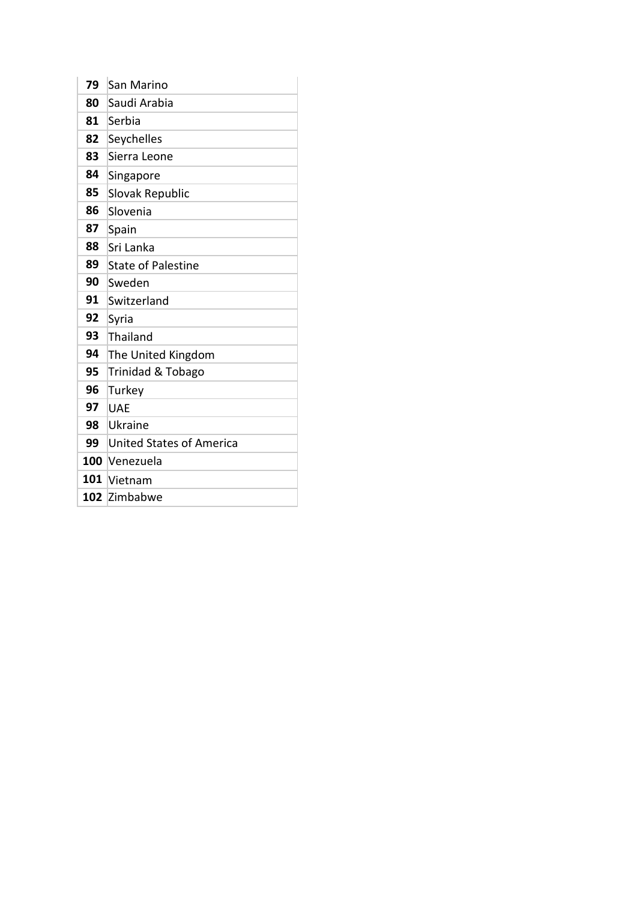| | |
|---|---|
| **79** | San Marino |
| **80** | Saudi Arabia |
| **81** | Serbia |
| **82** | Seychelles |
| **83** | Sierra Leone |
| **84** | Singapore |
| **85** | Slovak Republic |
| **86** | Slovenia |
| **87** | Spain |
| **88** | Sri Lanka |
| **89** | State of Palestine |
| **90** | Sweden |
| **91** | Switzerland |
| **92** | Syria |
| **93** | Thailand |
| **94** | The United Kingdom |
| **95** | Trinidad & Tobago |
| **96** | Turkey |
| **97** | UAE |
| **98** | Ukraine |
| **99** | United States of America |
| **100** | Venezuela |
| **101** | Vietnam |
| **102** | Zimbabwe |